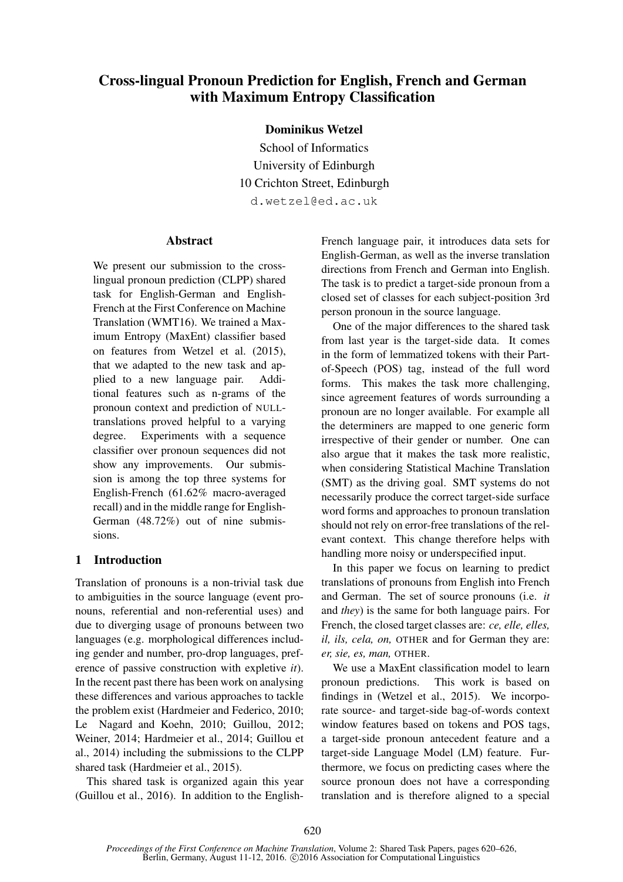# Cross-lingual Pronoun Prediction for English, French and German with Maximum Entropy Classification

**Dominikus Wetzel**
School of Informatics
University of Edinburgh
10 Crichton Street, Edinburgh
d.wetzel@ed.ac.uk

## Abstract

We present our submission to the cross-lingual pronoun prediction (CLPP) shared task for English-German and English-French at the First Conference on Machine Translation (WMT16). We trained a Maximum Entropy (MaxEnt) classifier based on features from Wetzel et al. (2015), that we adapted to the new task and applied to a new language pair. Additional features such as n-grams of the pronoun context and prediction of NULL-translations proved helpful to a varying degree. Experiments with a sequence classifier over pronoun sequences did not show any improvements. Our submission is among the top three systems for English-French (61.62% macro-averaged recall) and in the middle range for English-German (48.72%) out of nine submissions.

## 1 Introduction

Translation of pronouns is a non-trivial task due to ambiguities in the source language (event pronouns, referential and non-referential uses) and due to diverging usage of pronouns between two languages (e.g. morphological differences including gender and number, pro-drop languages, preference of passive construction with expletive *it*). In the recent past there has been work on analysing these differences and various approaches to tackle the problem exist (Hardmeier and Federico, 2010; Le Nagard and Koehn, 2010; Guillou, 2012; Weiner, 2014; Hardmeier et al., 2014; Guillou et al., 2014) including the submissions to the CLPP shared task (Hardmeier et al., 2015).

This shared task is organized again this year (Guillou et al., 2016). In addition to the English-French language pair, it introduces data sets for English-German, as well as the inverse translation directions from French and German into English. The task is to predict a target-side pronoun from a closed set of classes for each subject-position 3rd person pronoun in the source language.

One of the major differences to the shared task from last year is the target-side data. It comes in the form of lemmatized tokens with their Part-of-Speech (POS) tag, instead of the full word forms. This makes the task more challenging, since agreement features of words surrounding a pronoun are no longer available. For example all the determiners are mapped to one generic form irrespective of their gender or number. One can also argue that it makes the task more realistic, when considering Statistical Machine Translation (SMT) as the driving goal. SMT systems do not necessarily produce the correct target-side surface word forms and approaches to pronoun translation should not rely on error-free translations of the relevant context. This change therefore helps with handling more noisy or underspecified input.

In this paper we focus on learning to predict translations of pronouns from English into French and German. The set of source pronouns (i.e. *it* and *they*) is the same for both language pairs. For French, the closed target classes are: *ce, elle, elles, il, ils, cela, on,* OTHER and for German they are: *er, sie, es, man,* OTHER.

We use a MaxEnt classification model to learn pronoun predictions. This work is based on findings in (Wetzel et al., 2015). We incorporate source- and target-side bag-of-words context window features based on tokens and POS tags, a target-side pronoun antecedent feature and a target-side Language Model (LM) feature. Furthermore, we focus on predicting cases where the source pronoun does not have a corresponding translation and is therefore aligned to a special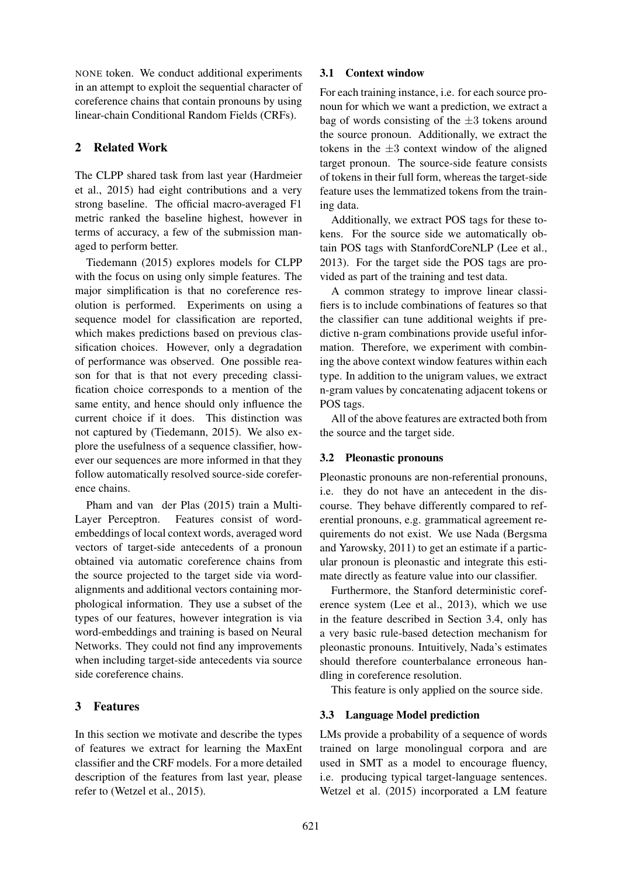NONE token. We conduct additional experiments in an attempt to exploit the sequential character of coreference chains that contain pronouns by using linear-chain Conditional Random Fields (CRFs).

## 2 Related Work

The CLPP shared task from last year (Hardmeier et al., 2015) had eight contributions and a very strong baseline. The official macro-averaged F1 metric ranked the baseline highest, however in terms of accuracy, a few of the submission managed to perform better.

Tiedemann (2015) explores models for CLPP with the focus on using only simple features. The major simplification is that no coreference resolution is performed. Experiments on using a sequence model for classification are reported, which makes predictions based on previous classification choices. However, only a degradation of performance was observed. One possible reason for that is that not every preceding classification choice corresponds to a mention of the same entity, and hence should only influence the current choice if it does. This distinction was not captured by (Tiedemann, 2015). We also explore the usefulness of a sequence classifier, however our sequences are more informed in that they follow automatically resolved source-side coreference chains.

Pham and van der Plas (2015) train a Multi-Layer Perceptron. Features consist of word-embeddings of local context words, averaged word vectors of target-side antecedents of a pronoun obtained via automatic coreference chains from the source projected to the target side via word-alignments and additional vectors containing morphological information. They use a subset of the types of our features, however integration is via word-embeddings and training is based on Neural Networks. They could not find any improvements when including target-side antecedents via source side coreference chains.

## 3 Features

In this section we motivate and describe the types of features we extract for learning the MaxEnt classifier and the CRF models. For a more detailed description of the features from last year, please refer to (Wetzel et al., 2015).

### 3.1 Context window

For each training instance, i.e. for each source pronoun for which we want a prediction, we extract a bag of words consisting of the $\pm 3$ tokens around the source pronoun. Additionally, we extract the tokens in the $\pm 3$ context window of the aligned target pronoun. The source-side feature consists of tokens in their full form, whereas the target-side feature uses the lemmatized tokens from the training data.

Additionally, we extract POS tags for these tokens. For the source side we automatically obtain POS tags with StanfordCoreNLP (Lee et al., 2013). For the target side the POS tags are provided as part of the training and test data.

A common strategy to improve linear classifiers is to include combinations of features so that the classifier can tune additional weights if predictive n-gram combinations provide useful information. Therefore, we experiment with combining the above context window features within each type. In addition to the unigram values, we extract n-gram values by concatenating adjacent tokens or POS tags.

All of the above features are extracted both from the source and the target side.

### 3.2 Pleonastic pronouns

Pleonastic pronouns are non-referential pronouns, i.e. they do not have an antecedent in the discourse. They behave differently compared to referential pronouns, e.g. grammatical agreement requirements do not exist. We use Nada (Bergsma and Yarowsky, 2011) to get an estimate if a particular pronoun is pleonastic and integrate this estimate directly as feature value into our classifier.

Furthermore, the Stanford deterministic coreference system (Lee et al., 2013), which we use in the feature described in Section 3.4, only has a very basic rule-based detection mechanism for pleonastic pronouns. Intuitively, Nada's estimates should therefore counterbalance erroneous handling in coreference resolution.

This feature is only applied on the source side.

### 3.3 Language Model prediction

LMs provide a probability of a sequence of words trained on large monolingual corpora and are used in SMT as a model to encourage fluency, i.e. producing typical target-language sentences. Wetzel et al. (2015) incorporated a LM feature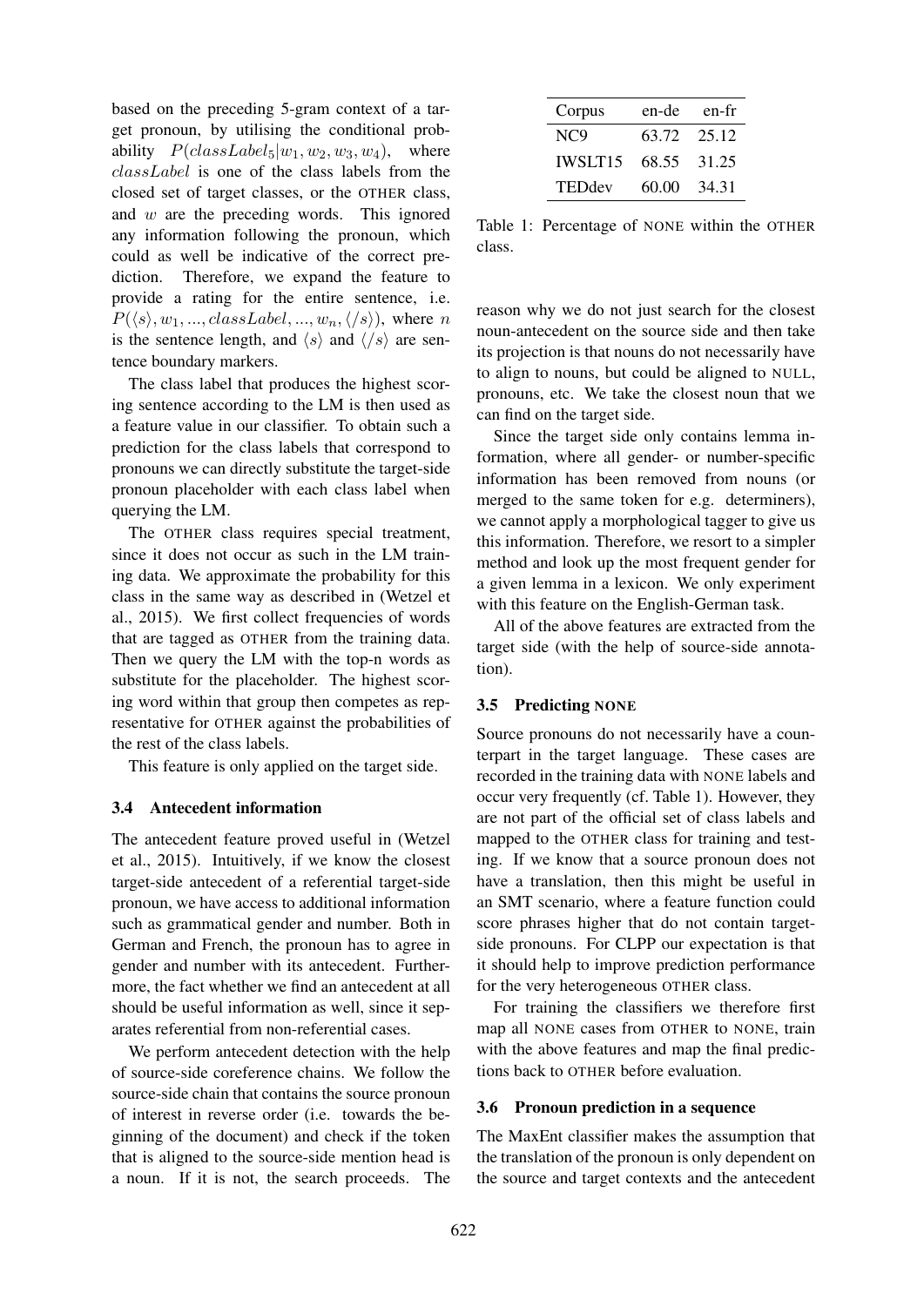based on the preceding 5-gram context of a target pronoun, by utilising the conditional probability $P(classLabel_5|w_1, w_2, w_3, w_4)$, where $classLabel$ is one of the class labels from the closed set of target classes, or the OTHER class, and $w$ are the preceding words. This ignored any information following the pronoun, which could as well be indicative of the correct prediction. Therefore, we expand the feature to provide a rating for the entire sentence, i.e. $P(\langle s \rangle, w_1, ..., classLabel, ..., w_n, \langle /s \rangle)$, where $n$ is the sentence length, and $\langle s \rangle$ and $\langle /s \rangle$ are sentence boundary markers.

The class label that produces the highest scoring sentence according to the LM is then used as a feature value in our classifier. To obtain such a prediction for the class labels that correspond to pronouns we can directly substitute the target-side pronoun placeholder with each class label when querying the LM.

The OTHER class requires special treatment, since it does not occur as such in the LM training data. We approximate the probability for this class in the same way as described in (Wetzel et al., 2015). We first collect frequencies of words that are tagged as OTHER from the training data. Then we query the LM with the top-n words as substitute for the placeholder. The highest scoring word within that group then competes as representative for OTHER against the probabilities of the rest of the class labels.

This feature is only applied on the target side.

### 3.4 Antecedent information

The antecedent feature proved useful in (Wetzel et al., 2015). Intuitively, if we know the closest target-side antecedent of a referential target-side pronoun, we have access to additional information such as grammatical gender and number. Both in German and French, the pronoun has to agree in gender and number with its antecedent. Furthermore, the fact whether we find an antecedent at all should be useful information as well, since it separates referential from non-referential cases.

We perform antecedent detection with the help of source-side coreference chains. We follow the source-side chain that contains the source pronoun of interest in reverse order (i.e. towards the beginning of the document) and check if the token that is aligned to the source-side mention head is a noun. If it is not, the search proceeds. The reason why we do not just search for the closest noun-antecedent on the source side and then take its projection is that nouns do not necessarily have to align to nouns, but could be aligned to NULL, pronouns, etc. We take the closest noun that we can find on the target side.

| Corpus | en-de | en-fr |
|---|---|---|
| NC9 | 63.72 | 25.12 |
| IWSLT15 | 68.55 | 31.25 |
| TEDdev | 60.00 | 34.31 |

Table 1: Percentage of NONE within the OTHER class.

Since the target side only contains lemma information, where all gender- or number-specific information has been removed from nouns (or merged to the same token for e.g. determiners), we cannot apply a morphological tagger to give us this information. Therefore, we resort to a simpler method and look up the most frequent gender for a given lemma in a lexicon. We only experiment with this feature on the English-German task.

All of the above features are extracted from the target side (with the help of source-side annotation).

### 3.5 Predicting NONE

Source pronouns do not necessarily have a counterpart in the target language. These cases are recorded in the training data with NONE labels and occur very frequently (cf. Table 1). However, they are not part of the official set of class labels and mapped to the OTHER class for training and testing. If we know that a source pronoun does not have a translation, then this might be useful in an SMT scenario, where a feature function could score phrases higher that do not contain target-side pronouns. For CLPP our expectation is that it should help to improve prediction performance for the very heterogeneous OTHER class.

For training the classifiers we therefore first map all NONE cases from OTHER to NONE, train with the above features and map the final predictions back to OTHER before evaluation.

### 3.6 Pronoun prediction in a sequence

The MaxEnt classifier makes the assumption that the translation of the pronoun is only dependent on the source and target contexts and the antecedent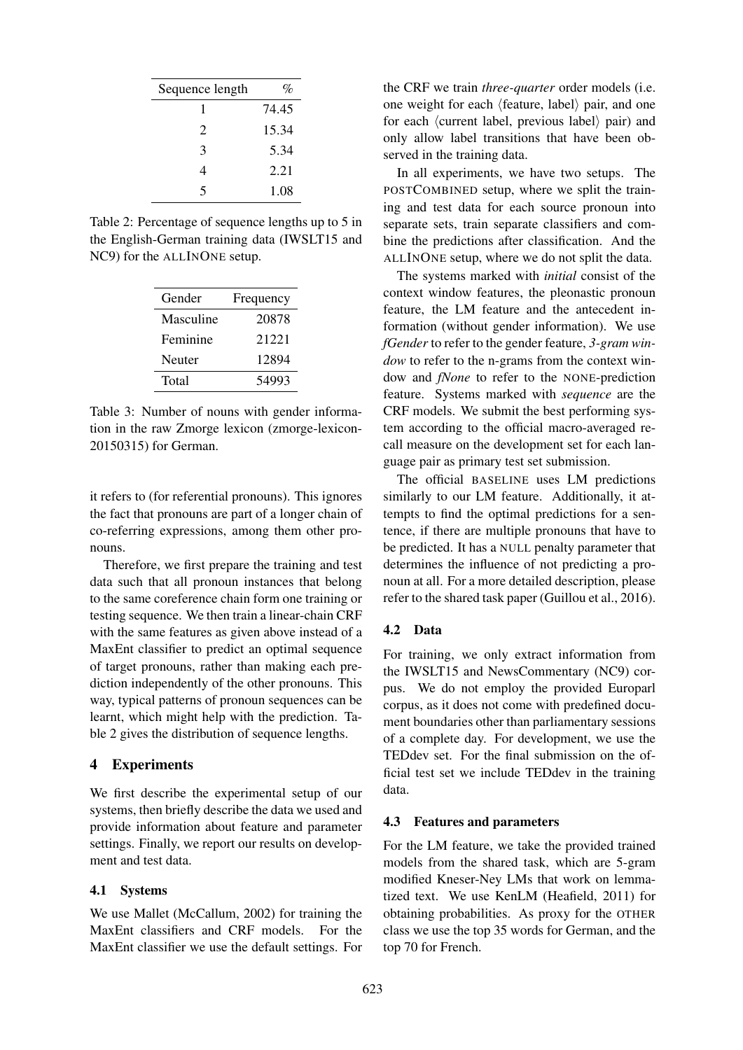| Sequence length | % |
|---|---|
| 1 | 74.45 |
| 2 | 15.34 |
| 3 | 5.34 |
| 4 | 2.21 |
| 5 | 1.08 |

Table 2: Percentage of sequence lengths up to 5 in the English-German training data (IWSLT15 and NC9) for the ALLINONE setup.

| Gender | Frequency |
|---|---|
| Masculine | 20878 |
| Feminine | 21221 |
| Neuter | 12894 |
| Total | 54993 |

Table 3: Number of nouns with gender information in the raw Zmorge lexicon (zmorge-lexicon-20150315) for German.

it refers to (for referential pronouns). This ignores the fact that pronouns are part of a longer chain of co-referring expressions, among them other pronouns.

Therefore, we first prepare the training and test data such that all pronoun instances that belong to the same coreference chain form one training or testing sequence. We then train a linear-chain CRF with the same features as given above instead of a MaxEnt classifier to predict an optimal sequence of target pronouns, rather than making each prediction independently of the other pronouns. This way, typical patterns of pronoun sequences can be learnt, which might help with the prediction. Table 2 gives the distribution of sequence lengths.

## 4 Experiments

We first describe the experimental setup of our systems, then briefly describe the data we used and provide information about feature and parameter settings. Finally, we report our results on development and test data.

### 4.1 Systems

We use Mallet (McCallum, 2002) for training the MaxEnt classifiers and CRF models. For the MaxEnt classifier we use the default settings. For the CRF we train *three-quarter* order models (i.e. one weight for each ⟨feature, label⟩ pair, and one for each ⟨current label, previous label⟩ pair) and only allow label transitions that have been observed in the training data.

In all experiments, we have two setups. The POSTCOMBINED setup, where we split the training and test data for each source pronoun into separate sets, train separate classifiers and combine the predictions after classification. And the ALLINONE setup, where we do not split the data.

The systems marked with *initial* consist of the context window features, the pleonastic pronoun feature, the LM feature and the antecedent information (without gender information). We use *fGender* to refer to the gender feature, *3-gram window* to refer to the n-grams from the context window and *fNone* to refer to the NONE-prediction feature. Systems marked with *sequence* are the CRF models. We submit the best performing system according to the official macro-averaged recall measure on the development set for each language pair as primary test set submission.

The official BASELINE uses LM predictions similarly to our LM feature. Additionally, it attempts to find the optimal predictions for a sentence, if there are multiple pronouns that have to be predicted. It has a NULL penalty parameter that determines the influence of not predicting a pronoun at all. For a more detailed description, please refer to the shared task paper (Guillou et al., 2016).

### 4.2 Data

For training, we only extract information from the IWSLT15 and NewsCommentary (NC9) corpus. We do not employ the provided Europarl corpus, as it does not come with predefined document boundaries other than parliamentary sessions of a complete day. For development, we use the TEDdev set. For the final submission on the official test set we include TEDdev in the training data.

### 4.3 Features and parameters

For the LM feature, we take the provided trained models from the shared task, which are 5-gram modified Kneser-Ney LMs that work on lemmatized text. We use KenLM (Heafield, 2011) for obtaining probabilities. As proxy for the OTHER class we use the top 35 words for German, and the top 70 for French.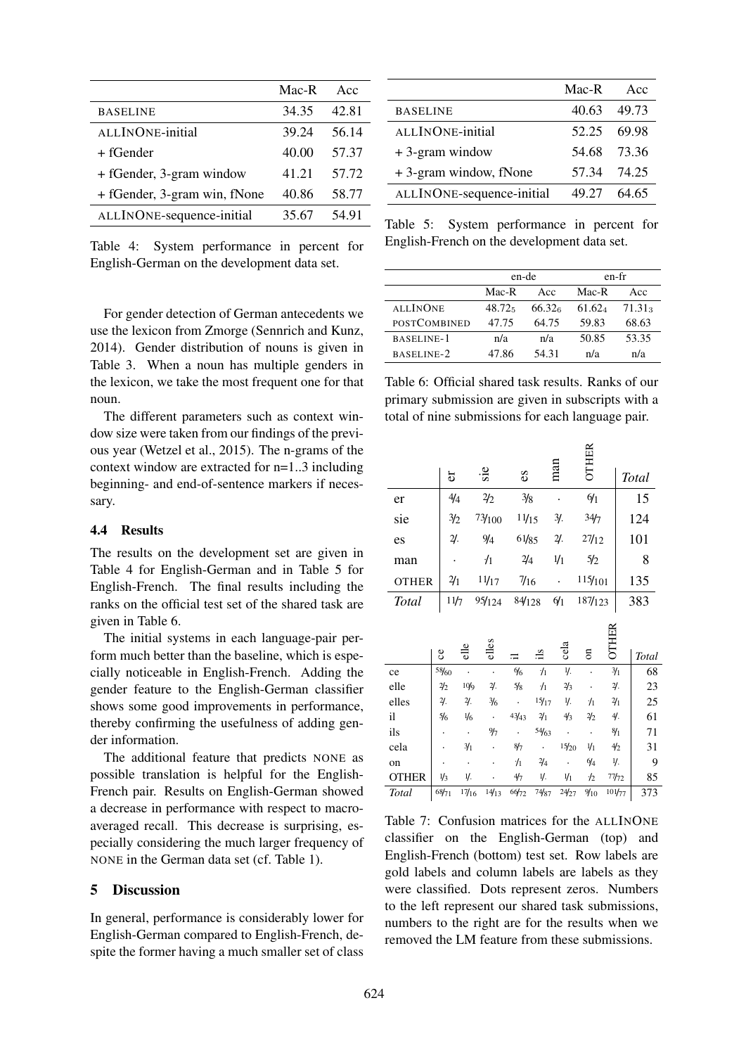| | Mac-R | Acc |
|---|---|---|
| BASELINE | 34.35 | 42.81 |
| ALLINONE-initial | 39.24 | 56.14 |
| + fGender | 40.00 | 57.37 |
| + fGender, 3-gram window | 41.21 | 57.72 |
| + fGender, 3-gram win, fNone | 40.86 | 58.77 |
| ALLINONE-sequence-initial | 35.67 | 54.91 |

Table 4: System performance in percent for English-German on the development data set.

For gender detection of German antecedents we use the lexicon from Zmorge (Sennrich and Kunz, 2014). Gender distribution of nouns is given in Table 3. When a noun has multiple genders in the lexicon, we take the most frequent one for that noun.

The different parameters such as context window size were taken from our findings of the previous year (Wetzel et al., 2015). The n-grams of the context window are extracted for n=1..3 including beginning- and end-of-sentence markers if necessary.

### 4.4 Results

The results on the development set are given in Table 4 for English-German and in Table 5 for English-French. The final results including the ranks on the official test set of the shared task are given in Table 6.

The initial systems in each language-pair perform much better than the baseline, which is especially noticeable in English-French. Adding the gender feature to the English-German classifier shows some good improvements in performance, thereby confirming the usefulness of adding gender information.

The additional feature that predicts NONE as possible translation is helpful for the English-French pair. Results on English-German showed a decrease in performance with respect to macro-averaged recall. This decrease is surprising, especially considering the much larger frequency of NONE in the German data set (cf. Table 1).

## 5 Discussion

In general, performance is considerably lower for English-German compared to English-French, despite the former having a much smaller set of class

| | Mac-R | Acc |
|---|---|---|
| BASELINE | 40.63 | 49.73 |
| ALLINONE-initial | 52.25 | 69.98 |
| + 3-gram window | 54.68 | 73.36 |
| + 3-gram window, fNone | 57.34 | 74.25 |
| ALLINONE-sequence-initial | 49.27 | 64.65 |

Table 5: System performance in percent for English-French on the development data set.

| | en-de | | en-fr | |
|---|---|---|---|---|
| | Mac-R | Acc | Mac-R | Acc |
| ALLINONE | $48.72_5$ | $66.32_6$ | $61.62_4$ | $71.31_3$ |
| POSTCOMBINED | 47.75 | 64.75 | 59.83 | 68.63 |
| BASELINE-1 | n/a | n/a | 50.85 | 53.35 |
| BASELINE-2 | 47.86 | 54.31 | n/a | n/a |

Table 6: Official shared task results. Ranks of our primary submission are given in subscripts with a total of nine submissions for each language pair.

| | er | sie | es | man | OTHER | Total |
|---|---|---|---|---|---|---|
| er | 4/4 | 2/2 | 3/8 | · | 6/1 | 15 |
| sie | 3/2 | 73/100 | 11/15 | 3/. | 34/7 | 124 |
| es | 2/. | 9/4 | 61/85 | 2/. | 27/12 | 101 |
| man | · | ·/1 | 2/4 | 1/1 | 5/2 | 8 |
| OTHER | 2/1 | 11/17 | 7/16 | · | 115/101 | 135 |
| Total | 11/7 | 95/124 | 84/128 | 6/1 | 187/123 | 383 |

| | ce | elle | elles | il | ils | cela | on | OTHER | Total |
|---|---|---|---|---|---|---|---|---|---|
| ce | 58/60 | · | · | 6/6 | ·/1 | 1/. | · | 3/1 | 68 |
| elle | 2/2 | 10/9 | 2/. | 5/8 | ·/1 | 2/3 | · | 2/. | 23 |
| elles | 2/. | 2/. | 3/6 | · | 15/17 | 1/. | ·/1 | 2/1 | 25 |
| il | 5/6 | 1/6 | · | 43/43 | 2/1 | 4/3 | 2/2 | 4/. | 61 |
| ils | · | · | 9/7 | · | 54/63 | · | · | 8/1 | 71 |
| cela | · | 3/1 | · | 8/7 | · | 15/20 | 1/1 | 4/2 | 31 |
| on | · | · | · | ·/1 | 2/4 | · | 6/4 | 1/. | 9 |
| OTHER | 1/3 | 1/. | · | 4/7 | 1/. | 1/1 | ·/2 | 77/72 | 85 |
| Total | 68/71 | 17/16 | 14/13 | 66/72 | 74/87 | 24/27 | 9/10 | 101/77 | 373 |

Table 7: Confusion matrices for the ALLINONE classifier on the English-German (top) and English-French (bottom) test set. Row labels are gold labels and column labels are labels as they were classified. Dots represent zeros. Numbers to the left represent our shared task submissions, numbers to the right are for the results when we removed the LM feature from these submissions.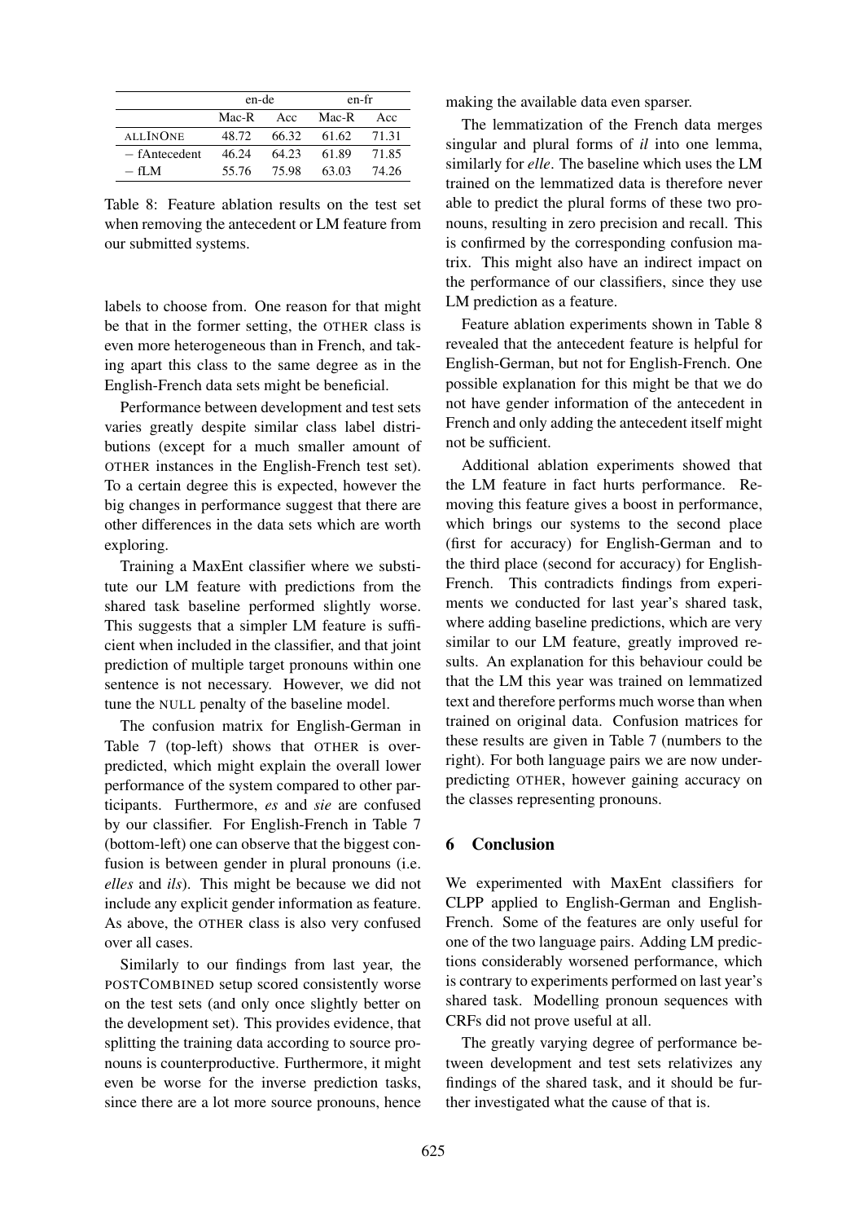| | en-de | | en-fr | |
|---|---|---|---|---|
| | Mac-R | Acc | Mac-R | Acc |
| ALLINONE | 48.72 | 66.32 | 61.62 | 71.31 |
| − fAntecedent | 46.24 | 64.23 | 61.89 | 71.85 |
| − fLM | 55.76 | 75.98 | 63.03 | 74.26 |

Table 8: Feature ablation results on the test set when removing the antecedent or LM feature from our submitted systems.

labels to choose from. One reason for that might be that in the former setting, the OTHER class is even more heterogeneous than in French, and taking apart this class to the same degree as in the English-French data sets might be beneficial.

Performance between development and test sets varies greatly despite similar class label distributions (except for a much smaller amount of OTHER instances in the English-French test set). To a certain degree this is expected, however the big changes in performance suggest that there are other differences in the data sets which are worth exploring.

Training a MaxEnt classifier where we substitute our LM feature with predictions from the shared task baseline performed slightly worse. This suggests that a simpler LM feature is sufficient when included in the classifier, and that joint prediction of multiple target pronouns within one sentence is not necessary. However, we did not tune the NULL penalty of the baseline model.

The confusion matrix for English-German in Table 7 (top-left) shows that OTHER is overpredicted, which might explain the overall lower performance of the system compared to other participants. Furthermore, *es* and *sie* are confused by our classifier. For English-French in Table 7 (bottom-left) one can observe that the biggest confusion is between gender in plural pronouns (i.e. *elles* and *ils*). This might be because we did not include any explicit gender information as feature. As above, the OTHER class is also very confused over all cases.

Similarly to our findings from last year, the POSTCOMBINED setup scored consistently worse on the test sets (and only once slightly better on the development set). This provides evidence, that splitting the training data according to source pronouns is counterproductive. Furthermore, it might even be worse for the inverse prediction tasks, since there are a lot more source pronouns, hence making the available data even sparser.

The lemmatization of the French data merges singular and plural forms of *il* into one lemma, similarly for *elle*. The baseline which uses the LM trained on the lemmatized data is therefore never able to predict the plural forms of these two pronouns, resulting in zero precision and recall. This is confirmed by the corresponding confusion matrix. This might also have an indirect impact on the performance of our classifiers, since they use LM prediction as a feature.

Feature ablation experiments shown in Table 8 revealed that the antecedent feature is helpful for English-German, but not for English-French. One possible explanation for this might be that we do not have gender information of the antecedent in French and only adding the antecedent itself might not be sufficient.

Additional ablation experiments showed that the LM feature in fact hurts performance. Removing this feature gives a boost in performance, which brings our systems to the second place (first for accuracy) for English-German and to the third place (second for accuracy) for English-French. This contradicts findings from experiments we conducted for last year's shared task, where adding baseline predictions, which are very similar to our LM feature, greatly improved results. An explanation for this behaviour could be that the LM this year was trained on lemmatized text and therefore performs much worse than when trained on original data. Confusion matrices for these results are given in Table 7 (numbers to the right). For both language pairs we are now underpredicting OTHER, however gaining accuracy on the classes representing pronouns.

## 6 Conclusion

We experimented with MaxEnt classifiers for CLPP applied to English-German and English-French. Some of the features are only useful for one of the two language pairs. Adding LM predictions considerably worsened performance, which is contrary to experiments performed on last year's shared task. Modelling pronoun sequences with CRFs did not prove useful at all.

The greatly varying degree of performance between development and test sets relativizes any findings of the shared task, and it should be further investigated what the cause of that is.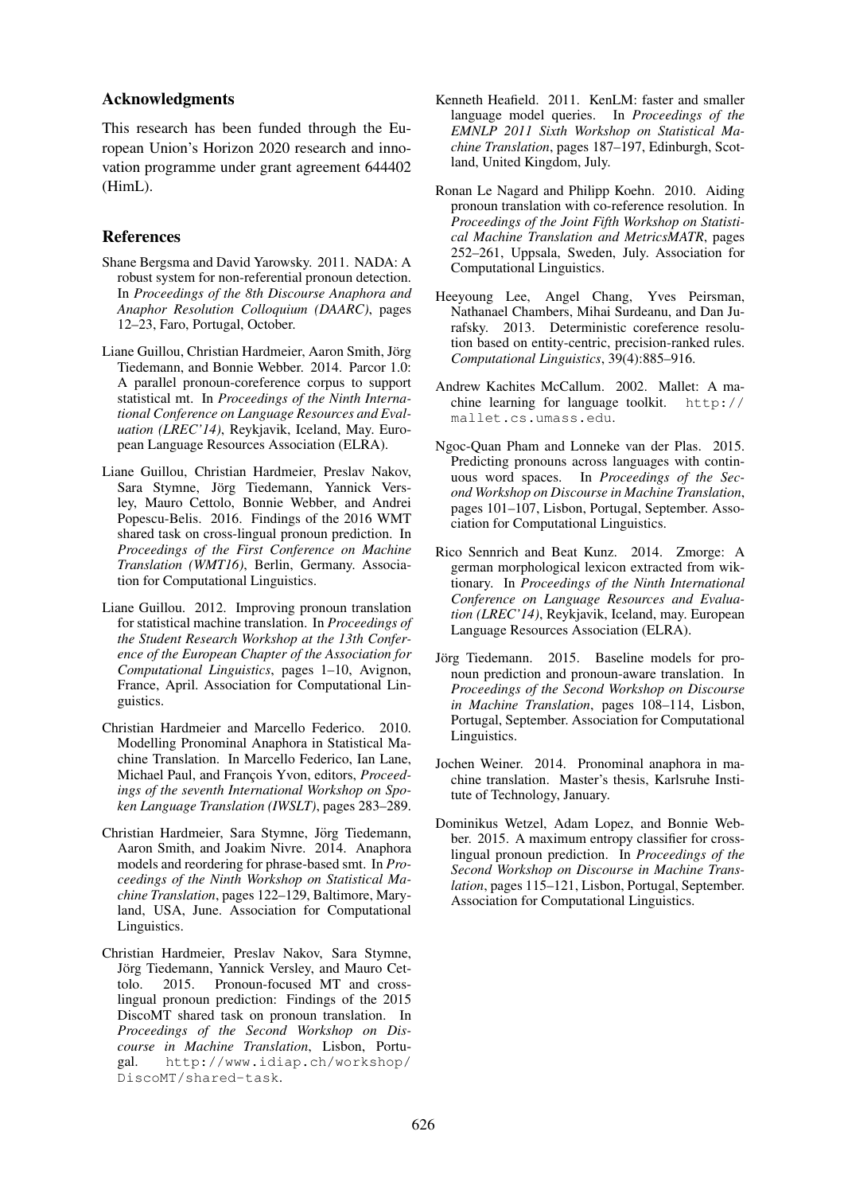## Acknowledgments

This research has been funded through the European Union's Horizon 2020 research and innovation programme under grant agreement 644402 (HimL).

## References

Shane Bergsma and David Yarowsky. 2011. NADA: A robust system for non-referential pronoun detection. In *Proceedings of the 8th Discourse Anaphora and Anaphor Resolution Colloquium (DAARC)*, pages 12–23, Faro, Portugal, October.

Liane Guillou, Christian Hardmeier, Aaron Smith, Jörg Tiedemann, and Bonnie Webber. 2014. Parcor 1.0: A parallel pronoun-coreference corpus to support statistical mt. In *Proceedings of the Ninth International Conference on Language Resources and Evaluation (LREC'14)*, Reykjavik, Iceland, May. European Language Resources Association (ELRA).

Liane Guillou, Christian Hardmeier, Preslav Nakov, Sara Stymne, Jörg Tiedemann, Yannick Versley, Mauro Cettolo, Bonnie Webber, and Andrei Popescu-Belis. 2016. Findings of the 2016 WMT shared task on cross-lingual pronoun prediction. In *Proceedings of the First Conference on Machine Translation (WMT16)*, Berlin, Germany. Association for Computational Linguistics.

Liane Guillou. 2012. Improving pronoun translation for statistical machine translation. In *Proceedings of the Student Research Workshop at the 13th Conference of the European Chapter of the Association for Computational Linguistics*, pages 1–10, Avignon, France, April. Association for Computational Linguistics.

Christian Hardmeier and Marcello Federico. 2010. Modelling Pronominal Anaphora in Statistical Machine Translation. In Marcello Federico, Ian Lane, Michael Paul, and François Yvon, editors, *Proceedings of the seventh International Workshop on Spoken Language Translation (IWSLT)*, pages 283–289.

Christian Hardmeier, Sara Stymne, Jörg Tiedemann, Aaron Smith, and Joakim Nivre. 2014. Anaphora models and reordering for phrase-based smt. In *Proceedings of the Ninth Workshop on Statistical Machine Translation*, pages 122–129, Baltimore, Maryland, USA, June. Association for Computational Linguistics.

Christian Hardmeier, Preslav Nakov, Sara Stymne, Jörg Tiedemann, Yannick Versley, and Mauro Cettolo. 2015. Pronoun-focused MT and cross-lingual pronoun prediction: Findings of the 2015 DiscoMT shared task on pronoun translation. In *Proceedings of the Second Workshop on Discourse in Machine Translation*, Lisbon, Portugal. http://www.idiap.ch/workshop/DiscoMT/shared-task.

Kenneth Heafield. 2011. KenLM: faster and smaller language model queries. In *Proceedings of the EMNLP 2011 Sixth Workshop on Statistical Machine Translation*, pages 187–197, Edinburgh, Scotland, United Kingdom, July.

Ronan Le Nagard and Philipp Koehn. 2010. Aiding pronoun translation with co-reference resolution. In *Proceedings of the Joint Fifth Workshop on Statistical Machine Translation and MetricsMATR*, pages 252–261, Uppsala, Sweden, July. Association for Computational Linguistics.

Heeyoung Lee, Angel Chang, Yves Peirsman, Nathanael Chambers, Mihai Surdeanu, and Dan Jurafsky. 2013. Deterministic coreference resolution based on entity-centric, precision-ranked rules. *Computational Linguistics*, 39(4):885–916.

Andrew Kachites McCallum. 2002. Mallet: A machine learning for language toolkit. http://mallet.cs.umass.edu.

Ngoc-Quan Pham and Lonneke van der Plas. 2015. Predicting pronouns across languages with continuous word spaces. In *Proceedings of the Second Workshop on Discourse in Machine Translation*, pages 101–107, Lisbon, Portugal, September. Association for Computational Linguistics.

Rico Sennrich and Beat Kunz. 2014. Zmorge: A german morphological lexicon extracted from wiktionary. In *Proceedings of the Ninth International Conference on Language Resources and Evaluation (LREC'14)*, Reykjavik, Iceland, may. European Language Resources Association (ELRA).

Jörg Tiedemann. 2015. Baseline models for pronoun prediction and pronoun-aware translation. In *Proceedings of the Second Workshop on Discourse in Machine Translation*, pages 108–114, Lisbon, Portugal, September. Association for Computational Linguistics.

Jochen Weiner. 2014. Pronominal anaphora in machine translation. Master's thesis, Karlsruhe Institute of Technology, January.

Dominikus Wetzel, Adam Lopez, and Bonnie Webber. 2015. A maximum entropy classifier for cross-lingual pronoun prediction. In *Proceedings of the Second Workshop on Discourse in Machine Translation*, pages 115–121, Lisbon, Portugal, September. Association for Computational Linguistics.